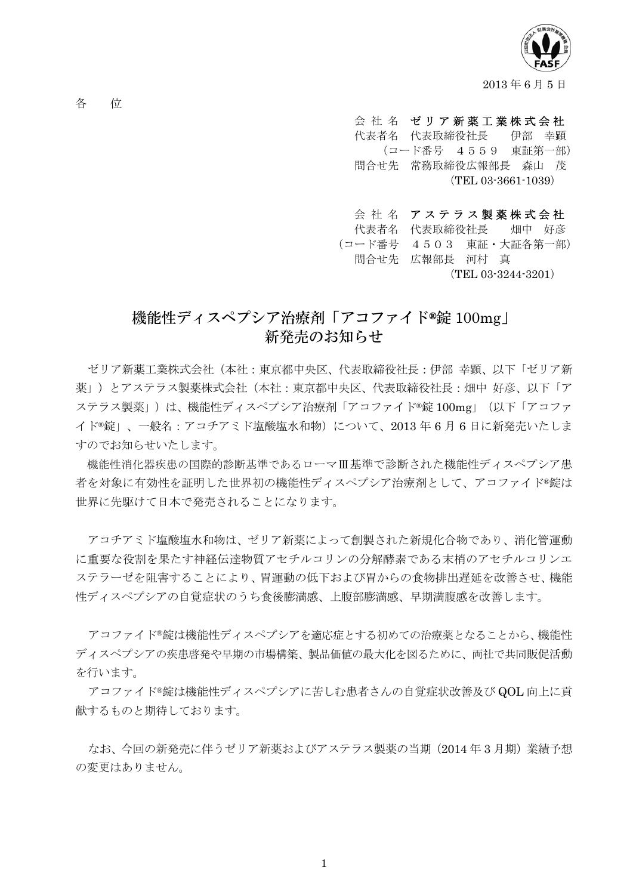2013 年 6 月 5 日

各　　位

会 社 名　**ゼリア新薬工業株式会社**
代表者名　代表取締役社長　　伊部　幸顕
（コード番号　４５５９　東証第一部）
問合せ先　常務取締役広報部長　森山　茂
（TEL 03-3661-1039）

会 社 名　**アステラス製薬株式会社**
代表者名　代表取締役社長　　畑中　好彦
（コード番号　４５０３　東証・大証各第一部）
問合せ先　広報部長　河村　真
（TEL 03-3244-3201）

# 機能性ディスペプシア治療剤「アコファイド®錠 100mg」新発売のお知らせ

ゼリア新薬工業株式会社（本社：東京都中央区、代表取締役社長：伊部 幸顕、以下「ゼリア新薬」）とアステラス製薬株式会社（本社：東京都中央区、代表取締役社長：畑中 好彦、以下「アステラス製薬」）は、機能性ディスペプシア治療剤「アコファイド®錠 100mg」（以下「アコファイド®錠」、一般名：アコチアミド塩酸塩水和物）について、2013 年 6 月 6 日に新発売いたしますのでお知らせいたします。

機能性消化器疾患の国際的診断基準であるローマⅢ基準で診断された機能性ディスペプシア患者を対象に有効性を証明した世界初の機能性ディスペプシア治療剤として、アコファイド®錠は世界に先駆けて日本で発売されることになります。

アコチアミド塩酸塩水和物は、ゼリア新薬によって創製された新規化合物であり、消化管運動に重要な役割を果たす神経伝達物質アセチルコリンの分解酵素である末梢のアセチルコリンエステラーゼを阻害することにより、胃運動の低下および胃からの食物排出遅延を改善させ、機能性ディスペプシアの自覚症状のうち食後膨満感、上腹部膨満感、早期満腹感を改善します。

アコファイド®錠は機能性ディスペプシアを適応症とする初めての治療薬となることから、機能性ディスペプシアの疾患啓発や早期の市場構築、製品価値の最大化を図るために、両社で共同販促活動を行います。

アコファイド®錠は機能性ディスペプシアに苦しむ患者さんの自覚症状改善及び QOL 向上に貢献するものと期待しております。

なお、今回の新発売に伴うゼリア新薬およびアステラス製薬の当期（2014 年 3 月期）業績予想の変更はありません。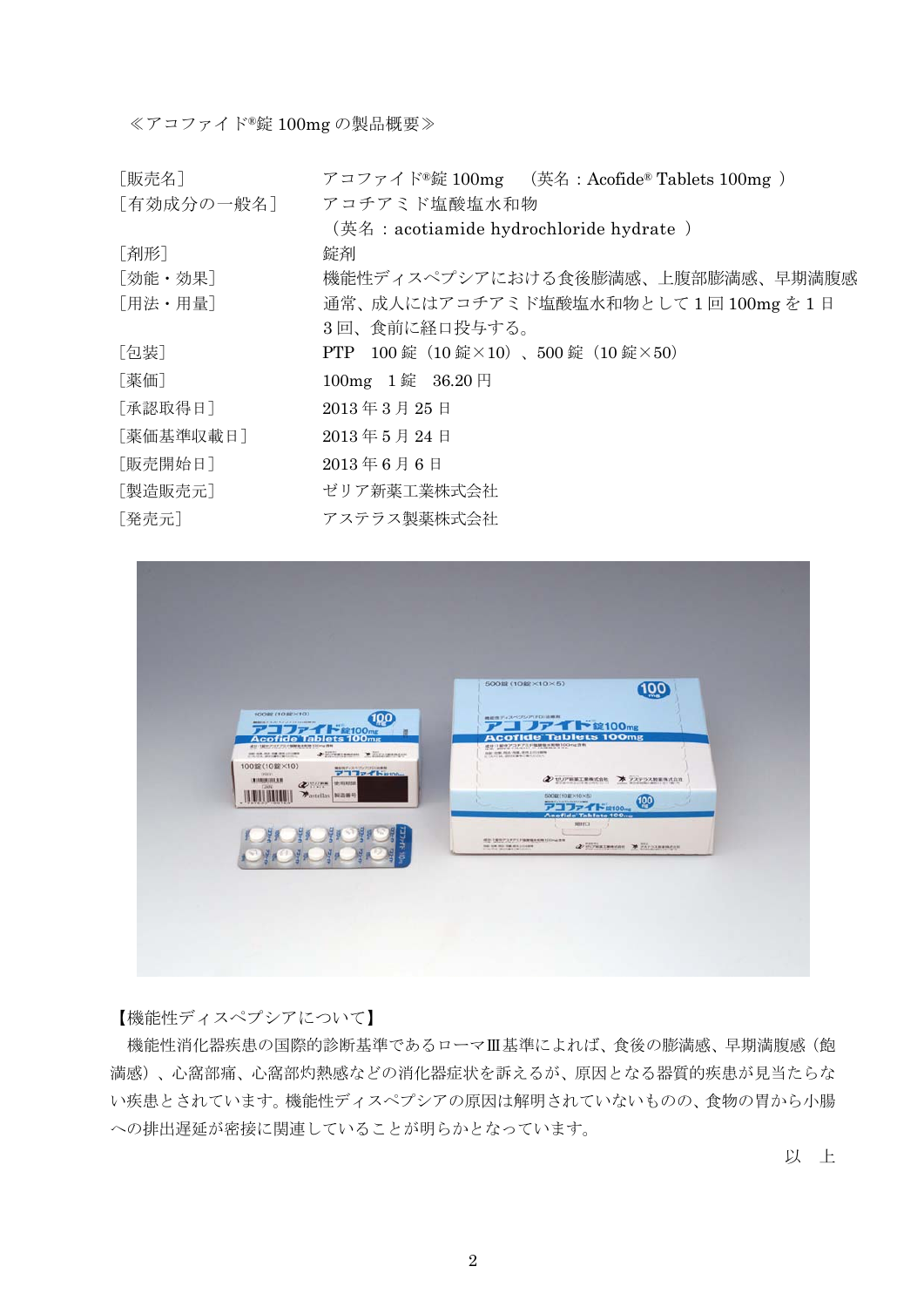≪アコファイド®錠 100mg の製品概要≫

| | |
|---|---|
| ［販売名］ | アコファイド®錠 100mg　（英名：Acofide® Tablets 100mg ） |
| ［有効成分の一般名］ | アコチアミド塩酸塩水和物<br>（英名 ：acotiamide hydrochloride hydrate ） |
| ［剤形］ | 錠剤 |
| ［効能・効果］ | 機能性ディスペプシアにおける食後膨満感、上腹部膨満感、早期満腹感 |
| ［用法・用量］ | 通常、成人にはアコチアミド塩酸塩水和物として 1 回 100mg を 1 日 3 回、食前に経口投与する。 |
| ［包装］ | PTP　100 錠（10 錠×10）、500 錠（10 錠×50） |
| ［薬価］ | 100mg　1 錠　36.20 円 |
| ［承認取得日］ | 2013 年 3 月 25 日 |
| ［薬価基準収載日］ | 2013 年 5 月 24 日 |
| ［販売開始日］ | 2013 年 6 月 6 日 |
| ［製造販売元］ | ゼリア新薬工業株式会社 |
| ［発売元］ | アステラス製薬株式会社 |

【機能性ディスペプシアについて】

機能性消化器疾患の国際的診断基準であるローマⅢ基準によれば、食後の膨満感、早期満腹感（飽満感）、心窩部痛、心窩部灼熱感などの消化器症状を訴えるが、原因となる器質的疾患が見当たらない疾患とされています。機能性ディスペプシアの原因は解明されていないものの、食物の胃から小腸への排出遅延が密接に関連していることが明らかとなっています。

以　上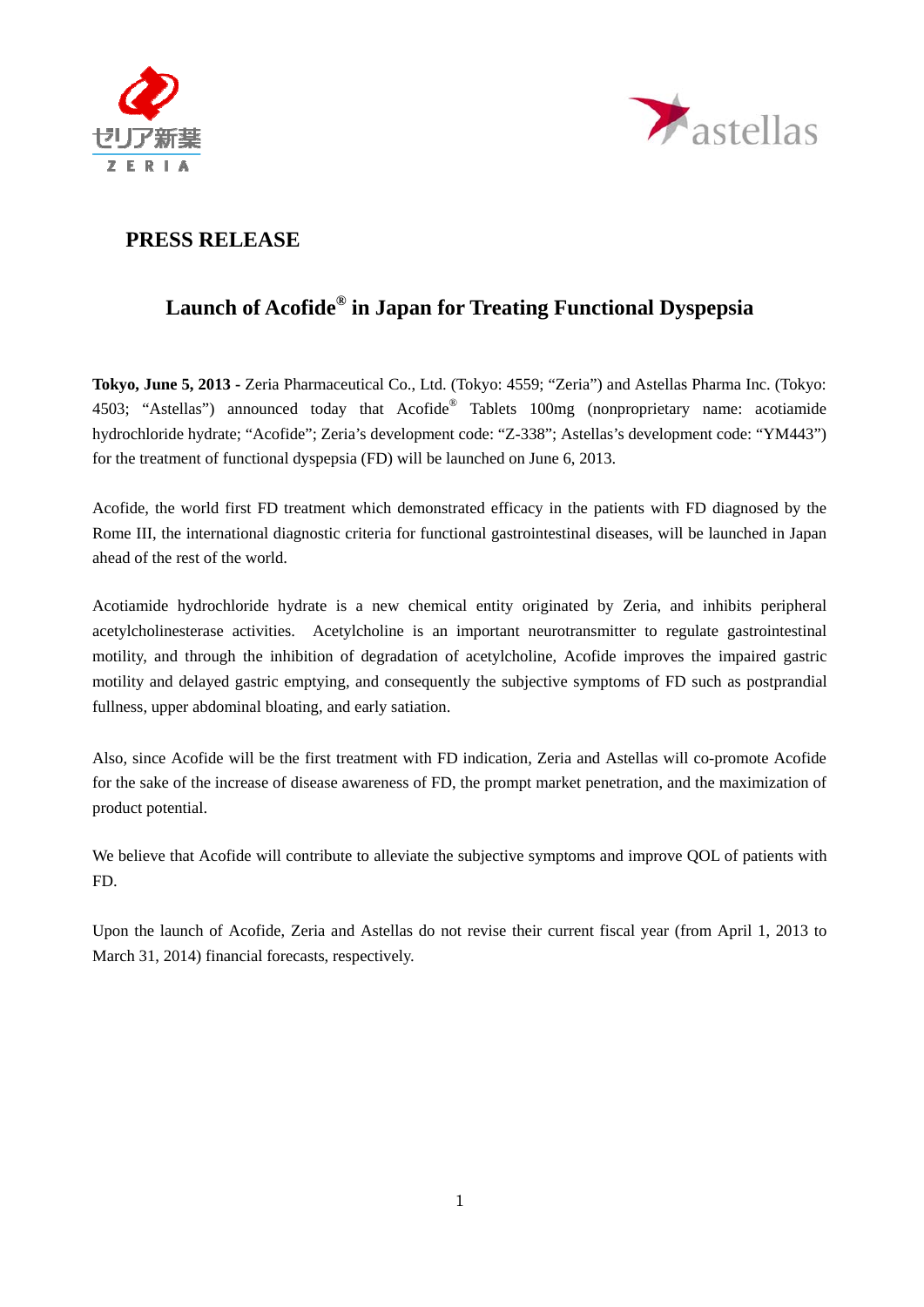## PRESS RELEASE

# Launch of Acofide® in Japan for Treating Functional Dyspepsia

**Tokyo, June 5, 2013 -** Zeria Pharmaceutical Co., Ltd. (Tokyo: 4559; "Zeria") and Astellas Pharma Inc. (Tokyo: 4503; "Astellas") announced today that Acofide® Tablets 100mg (nonproprietary name: acotiamide hydrochloride hydrate; "Acofide"; Zeria's development code: "Z-338"; Astellas's development code: "YM443") for the treatment of functional dyspepsia (FD) will be launched on June 6, 2013.

Acofide, the world first FD treatment which demonstrated efficacy in the patients with FD diagnosed by the Rome III, the international diagnostic criteria for functional gastrointestinal diseases, will be launched in Japan ahead of the rest of the world.

Acotiamide hydrochloride hydrate is a new chemical entity originated by Zeria, and inhibits peripheral acetylcholinesterase activities. Acetylcholine is an important neurotransmitter to regulate gastrointestinal motility, and through the inhibition of degradation of acetylcholine, Acofide improves the impaired gastric motility and delayed gastric emptying, and consequently the subjective symptoms of FD such as postprandial fullness, upper abdominal bloating, and early satiation.

Also, since Acofide will be the first treatment with FD indication, Zeria and Astellas will co-promote Acofide for the sake of the increase of disease awareness of FD, the prompt market penetration, and the maximization of product potential.

We believe that Acofide will contribute to alleviate the subjective symptoms and improve QOL of patients with FD.

Upon the launch of Acofide, Zeria and Astellas do not revise their current fiscal year (from April 1, 2013 to March 31, 2014) financial forecasts, respectively.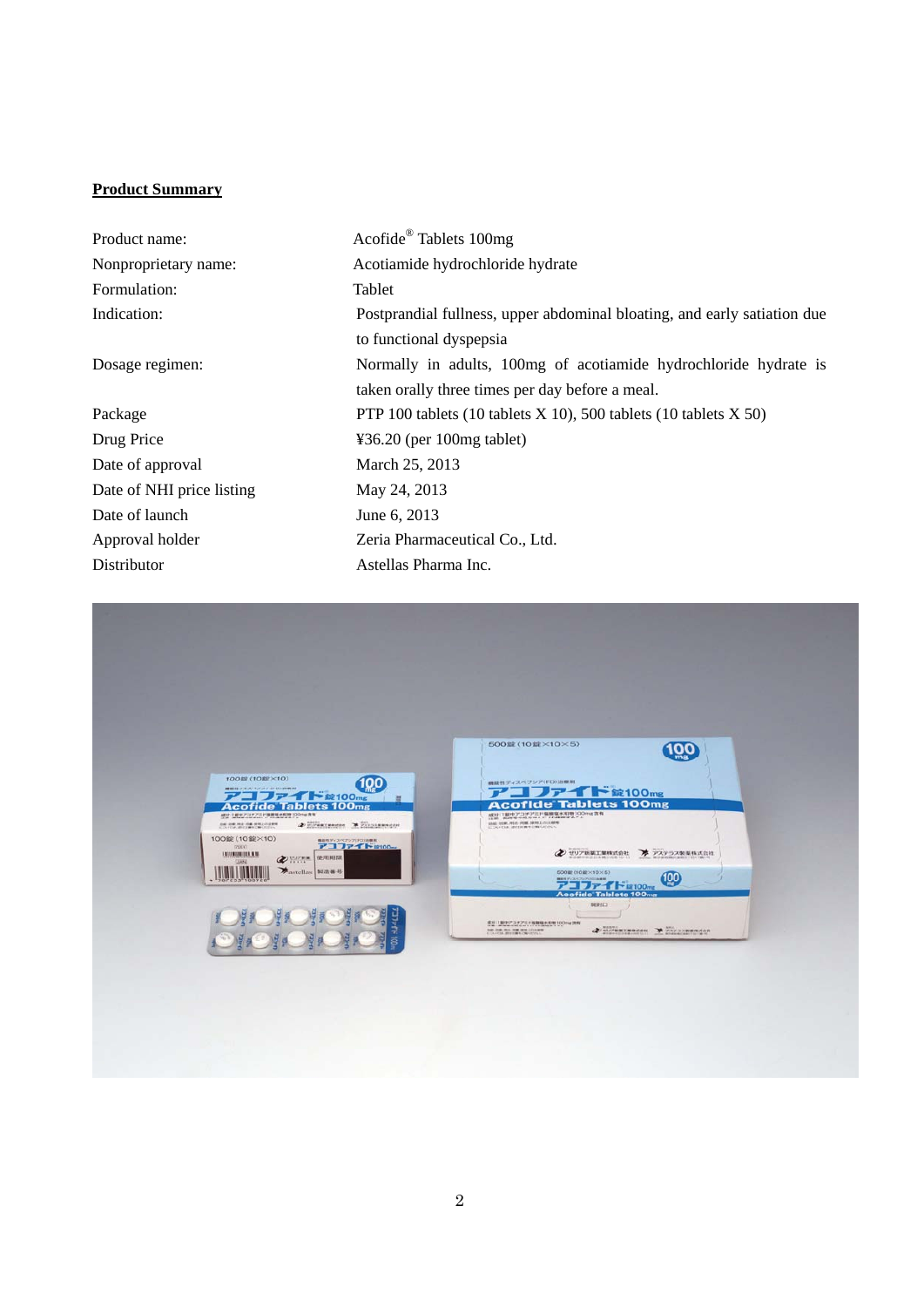## Product Summary

| | |
|---|---|
| Product name: | Acofide® Tablets 100mg |
| Nonproprietary name: | Acotiamide hydrochloride hydrate |
| Formulation: | Tablet |
| Indication: | Postprandial fullness, upper abdominal bloating, and early satiation due to functional dyspepsia |
| Dosage regimen: | Normally in adults, 100mg of acotiamide hydrochloride hydrate is taken orally three times per day before a meal. |
| Package | PTP 100 tablets (10 tablets X 10), 500 tablets (10 tablets X 50) |
| Drug Price | ¥36.20 (per 100mg tablet) |
| Date of approval | March 25, 2013 |
| Date of NHI price listing | May 24, 2013 |
| Date of launch | June 6, 2013 |
| Approval holder | Zeria Pharmaceutical Co., Ltd. |
| Distributor | Astellas Pharma Inc. |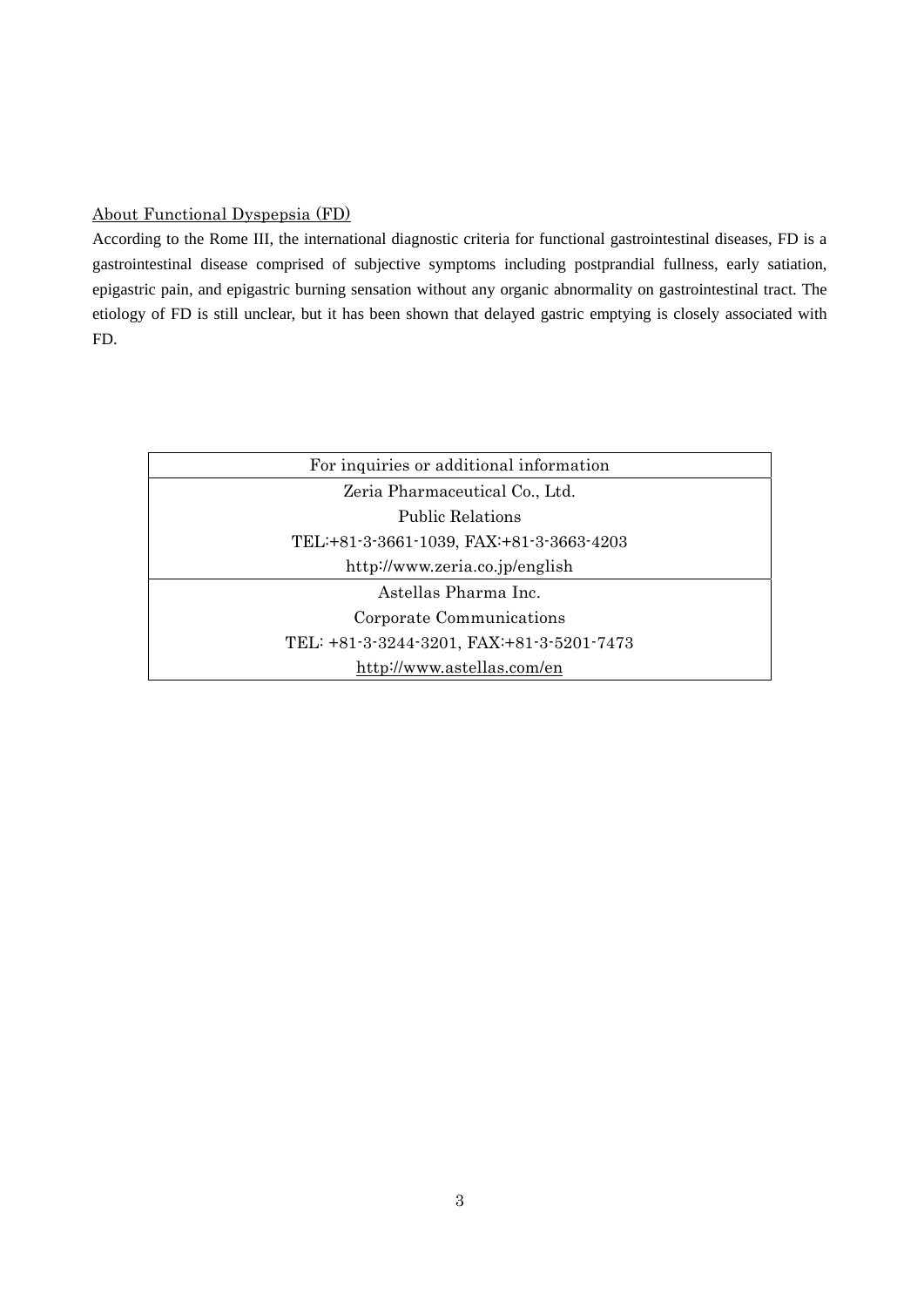About Functional Dyspepsia (FD)

According to the Rome III, the international diagnostic criteria for functional gastrointestinal diseases, FD is a gastrointestinal disease comprised of subjective symptoms including postprandial fullness, early satiation, epigastric pain, and epigastric burning sensation without any organic abnormality on gastrointestinal tract. The etiology of FD is still unclear, but it has been shown that delayed gastric emptying is closely associated with FD.

| For inquiries or additional information |
| --- |
| Zeria Pharmaceutical Co., Ltd.<br>Public Relations<br>TEL:+81-3-3661-1039, FAX:+81-3-3663-4203<br>http://www.zeria.co.jp/english |
| Astellas Pharma Inc.<br>Corporate Communications<br>TEL: +81-3-3244-3201, FAX:+81-3-5201-7473<br>http://www.astellas.com/en |